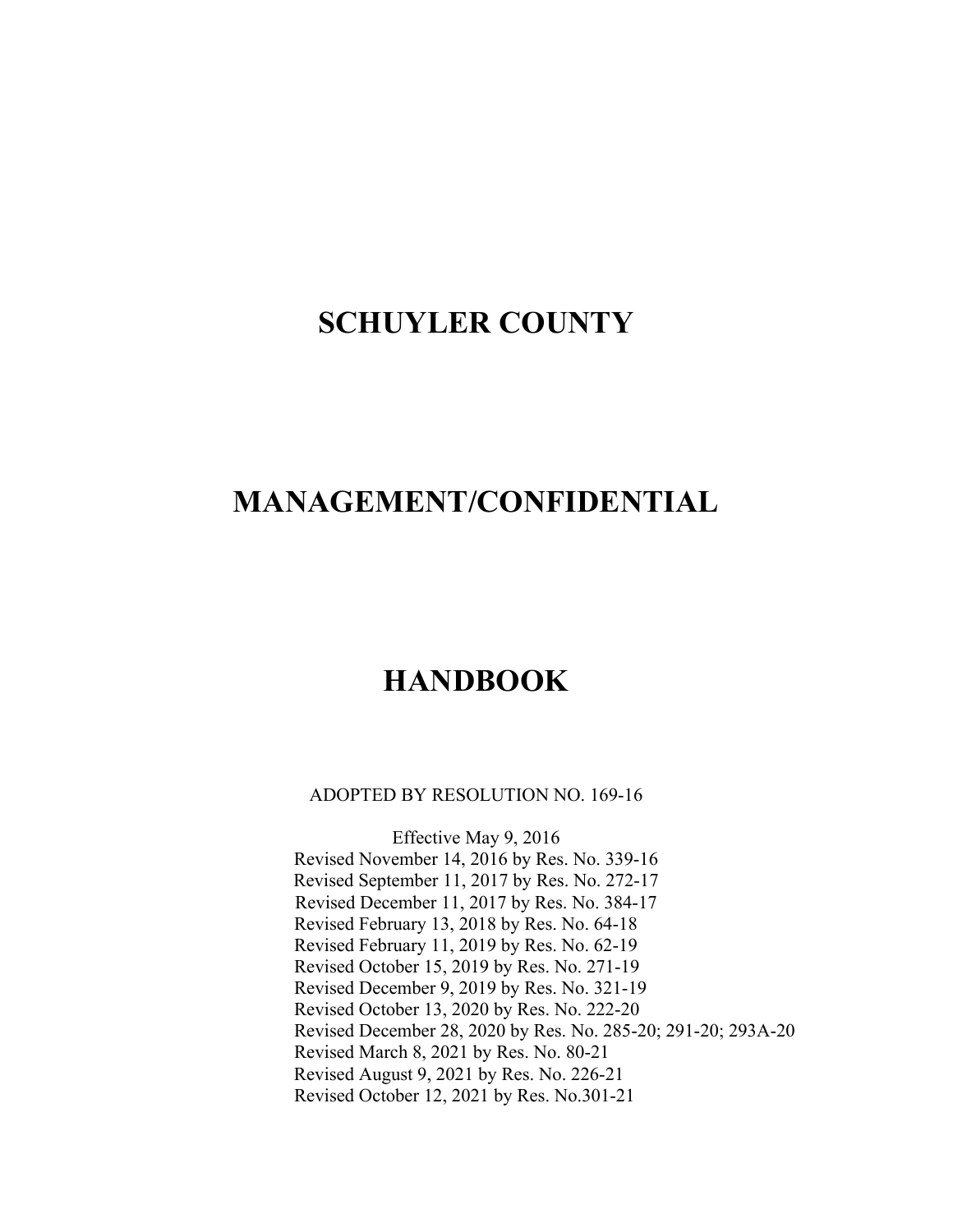# SCHUYLER COUNTY

# MANAGEMENT/CONFIDENTIAL

# HANDBOOK

ADOPTED BY RESOLUTION NO. 169-16

Effective May 9, 2016
Revised November 14, 2016 by Res. No. 339-16
Revised September 11, 2017 by Res. No. 272-17
Revised December 11, 2017 by Res. No. 384-17
Revised February 13, 2018 by Res. No. 64-18
Revised February 11, 2019 by Res. No. 62-19
Revised October 15, 2019 by Res. No. 271-19
Revised December 9, 2019 by Res. No. 321-19
Revised October 13, 2020 by Res. No. 222-20
Revised December 28, 2020 by Res. No. 285-20; 291-20; 293A-20
Revised March 8, 2021 by Res. No. 80-21
Revised August 9, 2021 by Res. No. 226-21
Revised October 12, 2021 by Res. No.301-21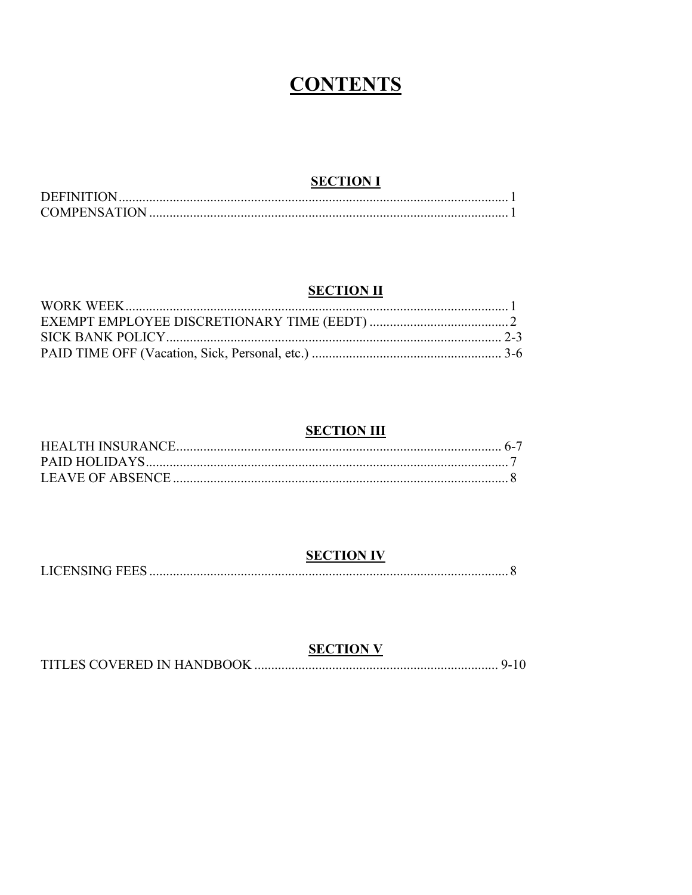# CONTENTS

## SECTION I

| | |
|---|---|
| DEFINITION | 1 |
| COMPENSATION | 1 |

## SECTION II

| | |
|---|---|
| WORK WEEK | 1 |
| EXEMPT EMPLOYEE DISCRETIONARY TIME (EEDT) | 2 |
| SICK BANK POLICY | 2-3 |
| PAID TIME OFF (Vacation, Sick, Personal, etc.) | 3-6 |

## SECTION III

| | |
|---|---|
| HEALTH INSURANCE | 6-7 |
| PAID HOLIDAYS | 7 |
| LEAVE OF ABSENCE | 8 |

## SECTION IV

| | |
|---|---|
| LICENSING FEES | 8 |

## SECTION V

| | |
|---|---|
| TITLES COVERED IN HANDBOOK | 9-10 |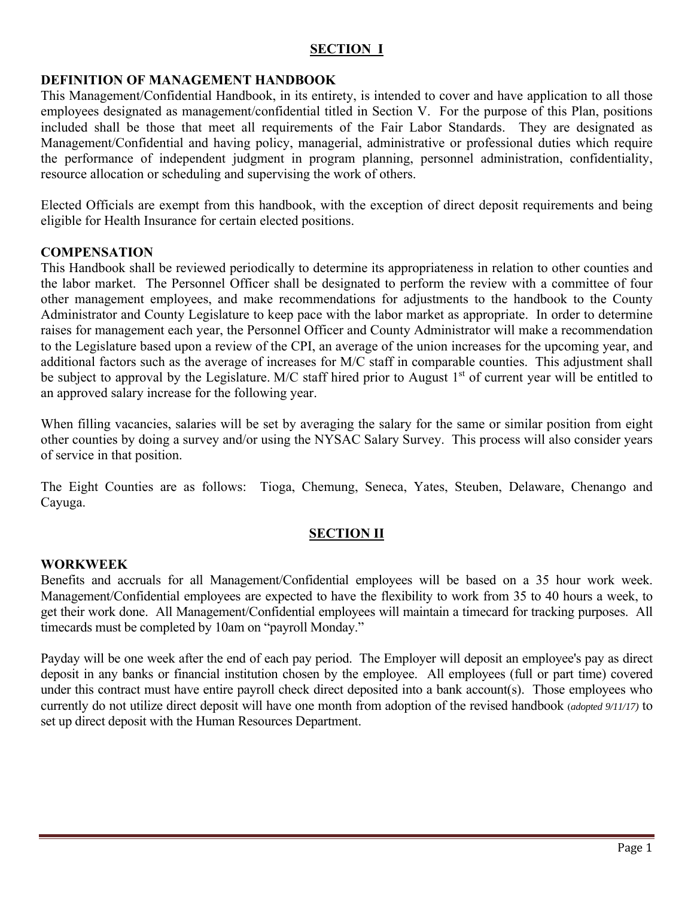## SECTION I

### DEFINITION OF MANAGEMENT HANDBOOK

This Management/Confidential Handbook, in its entirety, is intended to cover and have application to all those employees designated as management/confidential titled in Section V. For the purpose of this Plan, positions included shall be those that meet all requirements of the Fair Labor Standards. They are designated as Management/Confidential and having policy, managerial, administrative or professional duties which require the performance of independent judgment in program planning, personnel administration, confidentiality, resource allocation or scheduling and supervising the work of others.

Elected Officials are exempt from this handbook, with the exception of direct deposit requirements and being eligible for Health Insurance for certain elected positions.

### COMPENSATION

This Handbook shall be reviewed periodically to determine its appropriateness in relation to other counties and the labor market. The Personnel Officer shall be designated to perform the review with a committee of four other management employees, and make recommendations for adjustments to the handbook to the County Administrator and County Legislature to keep pace with the labor market as appropriate. In order to determine raises for management each year, the Personnel Officer and County Administrator will make a recommendation to the Legislature based upon a review of the CPI, an average of the union increases for the upcoming year, and additional factors such as the average of increases for M/C staff in comparable counties. This adjustment shall be subject to approval by the Legislature. M/C staff hired prior to August 1st of current year will be entitled to an approved salary increase for the following year.

When filling vacancies, salaries will be set by averaging the salary for the same or similar position from eight other counties by doing a survey and/or using the NYSAC Salary Survey. This process will also consider years of service in that position.

The Eight Counties are as follows: Tioga, Chemung, Seneca, Yates, Steuben, Delaware, Chenango and Cayuga.

## SECTION II

### WORKWEEK

Benefits and accruals for all Management/Confidential employees will be based on a 35 hour work week. Management/Confidential employees are expected to have the flexibility to work from 35 to 40 hours a week, to get their work done. All Management/Confidential employees will maintain a timecard for tracking purposes. All timecards must be completed by 10am on "payroll Monday."

Payday will be one week after the end of each pay period. The Employer will deposit an employee's pay as direct deposit in any banks or financial institution chosen by the employee. All employees (full or part time) covered under this contract must have entire payroll check direct deposited into a bank account(s). Those employees who currently do not utilize direct deposit will have one month from adoption of the revised handbook (*adopted 9/11/17*) to set up direct deposit with the Human Resources Department.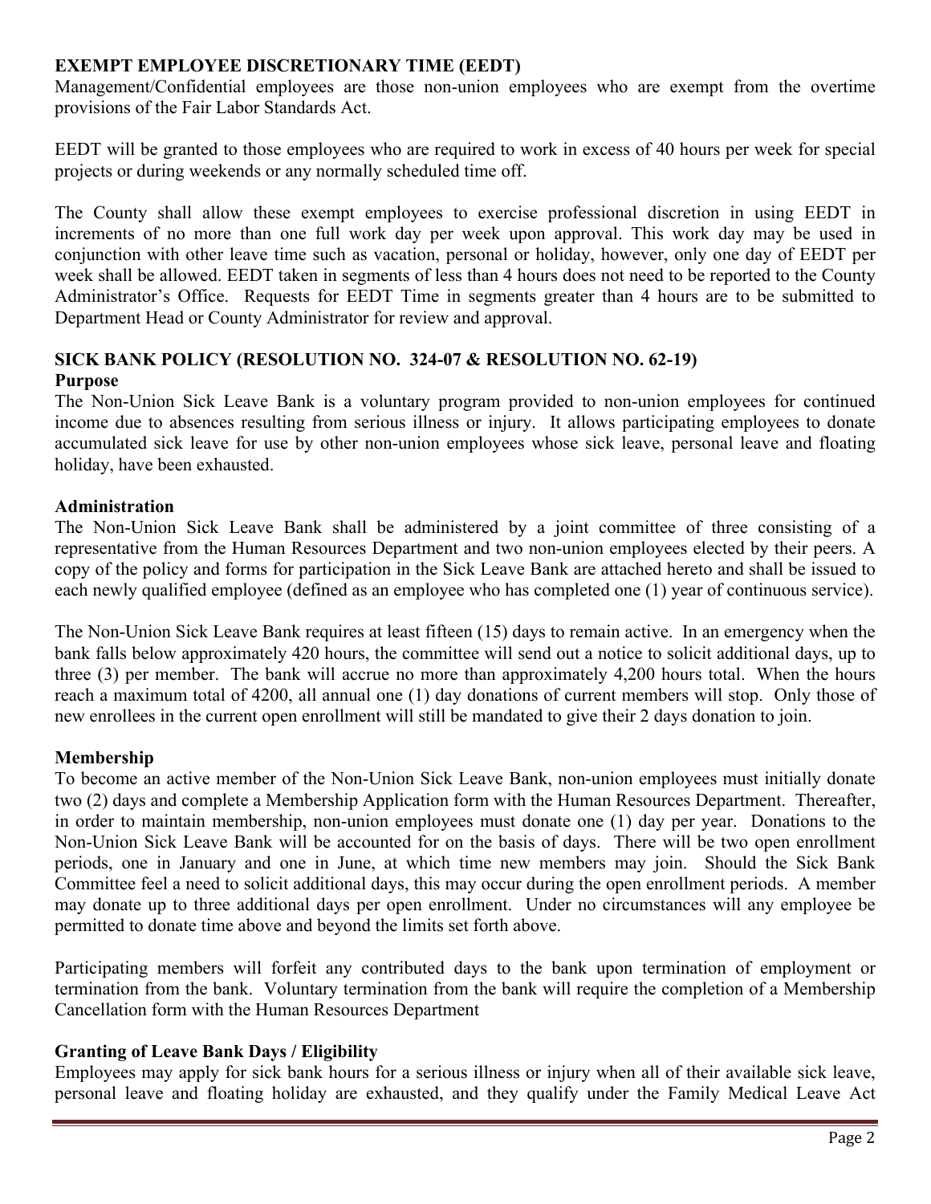**EXEMPT EMPLOYEE DISCRETIONARY TIME (EEDT)**

Management/Confidential employees are those non-union employees who are exempt from the overtime provisions of the Fair Labor Standards Act.

EEDT will be granted to those employees who are required to work in excess of 40 hours per week for special projects or during weekends or any normally scheduled time off.

The County shall allow these exempt employees to exercise professional discretion in using EEDT in increments of no more than one full work day per week upon approval. This work day may be used in conjunction with other leave time such as vacation, personal or holiday, however, only one day of EEDT per week shall be allowed. EEDT taken in segments of less than 4 hours does not need to be reported to the County Administrator's Office. Requests for EEDT Time in segments greater than 4 hours are to be submitted to Department Head or County Administrator for review and approval.

**SICK BANK POLICY (RESOLUTION NO. 324-07 & RESOLUTION NO. 62-19)**

**Purpose**

The Non-Union Sick Leave Bank is a voluntary program provided to non-union employees for continued income due to absences resulting from serious illness or injury. It allows participating employees to donate accumulated sick leave for use by other non-union employees whose sick leave, personal leave and floating holiday, have been exhausted.

**Administration**

The Non-Union Sick Leave Bank shall be administered by a joint committee of three consisting of a representative from the Human Resources Department and two non-union employees elected by their peers. A copy of the policy and forms for participation in the Sick Leave Bank are attached hereto and shall be issued to each newly qualified employee (defined as an employee who has completed one (1) year of continuous service).

The Non-Union Sick Leave Bank requires at least fifteen (15) days to remain active. In an emergency when the bank falls below approximately 420 hours, the committee will send out a notice to solicit additional days, up to three (3) per member. The bank will accrue no more than approximately 4,200 hours total. When the hours reach a maximum total of 4200, all annual one (1) day donations of current members will stop. Only those of new enrollees in the current open enrollment will still be mandated to give their 2 days donation to join.

**Membership**

To become an active member of the Non-Union Sick Leave Bank, non-union employees must initially donate two (2) days and complete a Membership Application form with the Human Resources Department. Thereafter, in order to maintain membership, non-union employees must donate one (1) day per year. Donations to the Non-Union Sick Leave Bank will be accounted for on the basis of days. There will be two open enrollment periods, one in January and one in June, at which time new members may join. Should the Sick Bank Committee feel a need to solicit additional days, this may occur during the open enrollment periods. A member may donate up to three additional days per open enrollment. Under no circumstances will any employee be permitted to donate time above and beyond the limits set forth above.

Participating members will forfeit any contributed days to the bank upon termination of employment or termination from the bank. Voluntary termination from the bank will require the completion of a Membership Cancellation form with the Human Resources Department

**Granting of Leave Bank Days / Eligibility**

Employees may apply for sick bank hours for a serious illness or injury when all of their available sick leave, personal leave and floating holiday are exhausted, and they qualify under the Family Medical Leave Act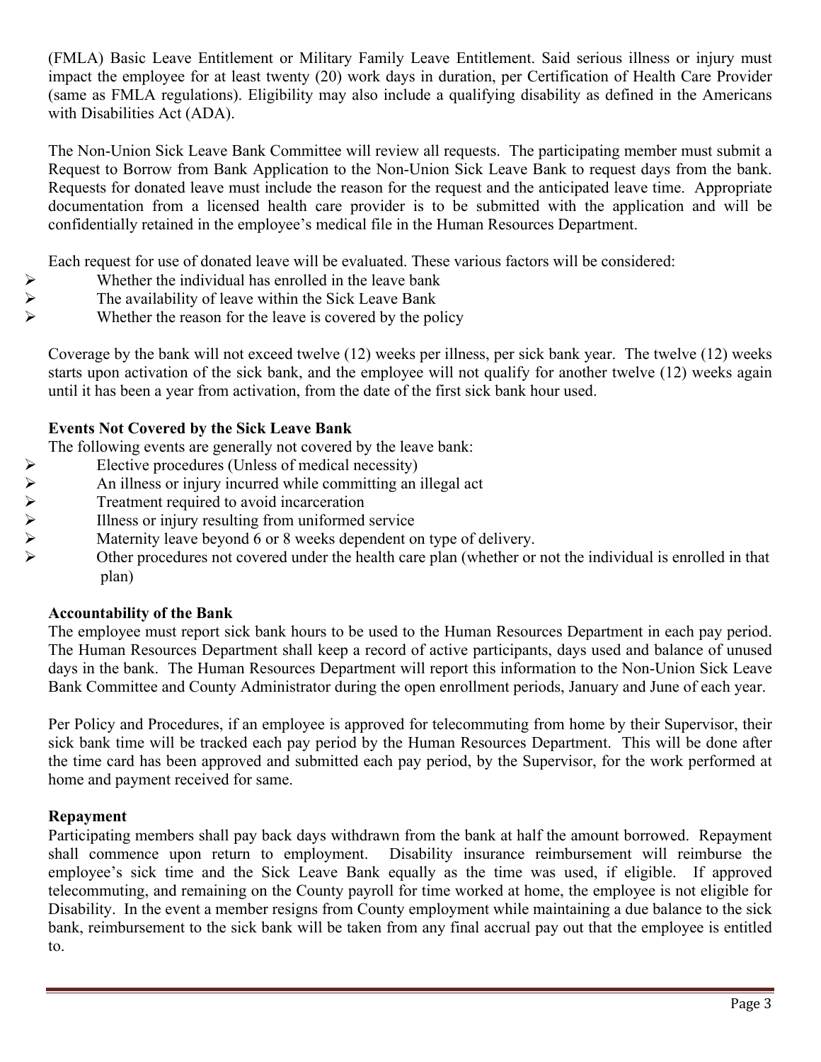(FMLA) Basic Leave Entitlement or Military Family Leave Entitlement. Said serious illness or injury must impact the employee for at least twenty (20) work days in duration, per Certification of Health Care Provider (same as FMLA regulations). Eligibility may also include a qualifying disability as defined in the Americans with Disabilities Act (ADA).

The Non-Union Sick Leave Bank Committee will review all requests. The participating member must submit a Request to Borrow from Bank Application to the Non-Union Sick Leave Bank to request days from the bank. Requests for donated leave must include the reason for the request and the anticipated leave time. Appropriate documentation from a licensed health care provider is to be submitted with the application and will be confidentially retained in the employee's medical file in the Human Resources Department.

Each request for use of donated leave will be evaluated. These various factors will be considered:

- Whether the individual has enrolled in the leave bank
- The availability of leave within the Sick Leave Bank
- Whether the reason for the leave is covered by the policy

Coverage by the bank will not exceed twelve (12) weeks per illness, per sick bank year. The twelve (12) weeks starts upon activation of the sick bank, and the employee will not qualify for another twelve (12) weeks again until it has been a year from activation, from the date of the first sick bank hour used.

**Events Not Covered by the Sick Leave Bank**

The following events are generally not covered by the leave bank:

- Elective procedures (Unless of medical necessity)
- An illness or injury incurred while committing an illegal act
- Treatment required to avoid incarceration
- Illness or injury resulting from uniformed service
- Maternity leave beyond 6 or 8 weeks dependent on type of delivery.
- Other procedures not covered under the health care plan (whether or not the individual is enrolled in that plan)

**Accountability of the Bank**

The employee must report sick bank hours to be used to the Human Resources Department in each pay period. The Human Resources Department shall keep a record of active participants, days used and balance of unused days in the bank. The Human Resources Department will report this information to the Non-Union Sick Leave Bank Committee and County Administrator during the open enrollment periods, January and June of each year.

Per Policy and Procedures, if an employee is approved for telecommuting from home by their Supervisor, their sick bank time will be tracked each pay period by the Human Resources Department. This will be done after the time card has been approved and submitted each pay period, by the Supervisor, for the work performed at home and payment received for same.

**Repayment**

Participating members shall pay back days withdrawn from the bank at half the amount borrowed. Repayment shall commence upon return to employment. Disability insurance reimbursement will reimburse the employee's sick time and the Sick Leave Bank equally as the time was used, if eligible. If approved telecommuting, and remaining on the County payroll for time worked at home, the employee is not eligible for Disability. In the event a member resigns from County employment while maintaining a due balance to the sick bank, reimbursement to the sick bank will be taken from any final accrual pay out that the employee is entitled to.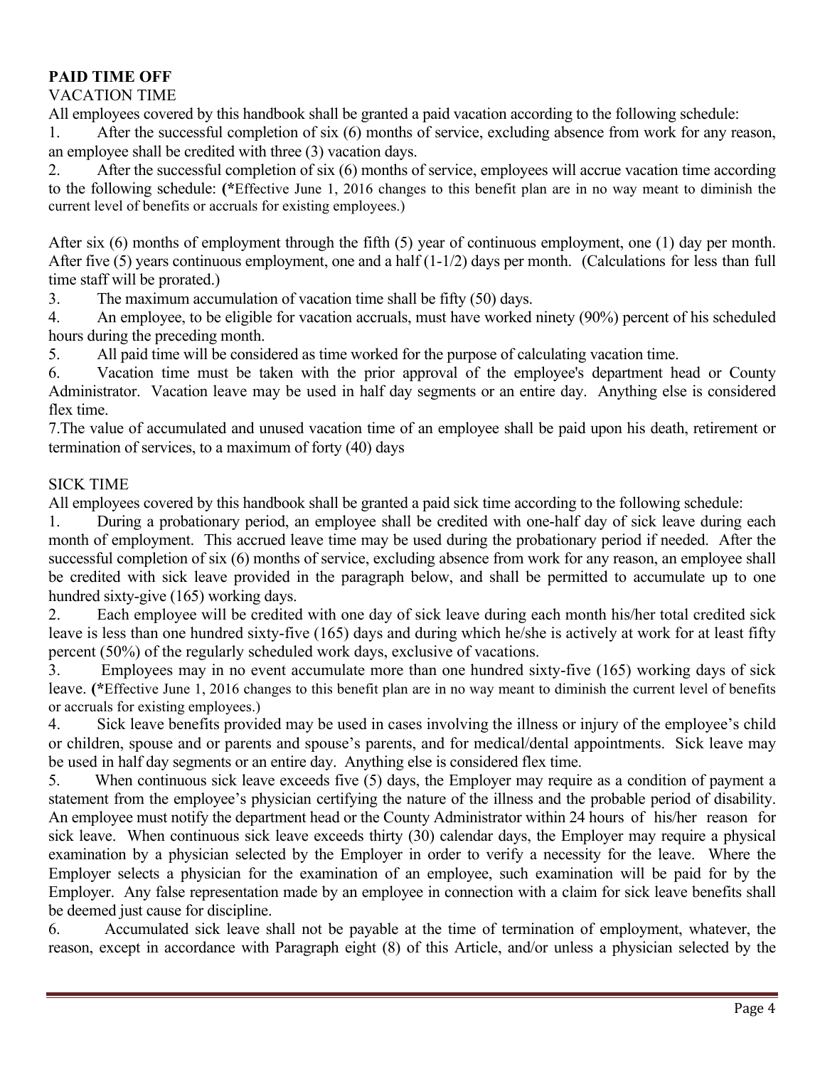**PAID TIME OFF**

VACATION TIME

All employees covered by this handbook shall be granted a paid vacation according to the following schedule:

1. After the successful completion of six (6) months of service, excluding absence from work for any reason, an employee shall be credited with three (3) vacation days.

2. After the successful completion of six (6) months of service, employees will accrue vacation time according to the following schedule: **(***Effective June 1, 2016 changes to this benefit plan are in no way meant to diminish the current level of benefits or accruals for existing employees.)

After six (6) months of employment through the fifth (5) year of continuous employment, one (1) day per month. After five (5) years continuous employment, one and a half (1-1/2) days per month. (Calculations for less than full time staff will be prorated.)

3. The maximum accumulation of vacation time shall be fifty (50) days.

4. An employee, to be eligible for vacation accruals, must have worked ninety (90%) percent of his scheduled hours during the preceding month.

5. All paid time will be considered as time worked for the purpose of calculating vacation time.

6. Vacation time must be taken with the prior approval of the employee's department head or County Administrator. Vacation leave may be used in half day segments or an entire day. Anything else is considered flex time.

7. The value of accumulated and unused vacation time of an employee shall be paid upon his death, retirement or termination of services, to a maximum of forty (40) days

SICK TIME

All employees covered by this handbook shall be granted a paid sick time according to the following schedule:

1. During a probationary period, an employee shall be credited with one-half day of sick leave during each month of employment. This accrued leave time may be used during the probationary period if needed. After the successful completion of six (6) months of service, excluding absence from work for any reason, an employee shall be credited with sick leave provided in the paragraph below, and shall be permitted to accumulate up to one hundred sixty-give (165) working days.

2. Each employee will be credited with one day of sick leave during each month his/her total credited sick leave is less than one hundred sixty-five (165) days and during which he/she is actively at work for at least fifty percent (50%) of the regularly scheduled work days, exclusive of vacations.

3. Employees may in no event accumulate more than one hundred sixty-five (165) working days of sick leave. **(***Effective June 1, 2016 changes to this benefit plan are in no way meant to diminish the current level of benefits or accruals for existing employees.)

4. Sick leave benefits provided may be used in cases involving the illness or injury of the employee's child or children, spouse and or parents and spouse's parents, and for medical/dental appointments. Sick leave may be used in half day segments or an entire day. Anything else is considered flex time.

5. When continuous sick leave exceeds five (5) days, the Employer may require as a condition of payment a statement from the employee's physician certifying the nature of the illness and the probable period of disability. An employee must notify the department head or the County Administrator within 24 hours of his/her reason for sick leave. When continuous sick leave exceeds thirty (30) calendar days, the Employer may require a physical examination by a physician selected by the Employer in order to verify a necessity for the leave. Where the Employer selects a physician for the examination of an employee, such examination will be paid for by the Employer. Any false representation made by an employee in connection with a claim for sick leave benefits shall be deemed just cause for discipline.

6. Accumulated sick leave shall not be payable at the time of termination of employment, whatever, the reason, except in accordance with Paragraph eight (8) of this Article, and/or unless a physician selected by the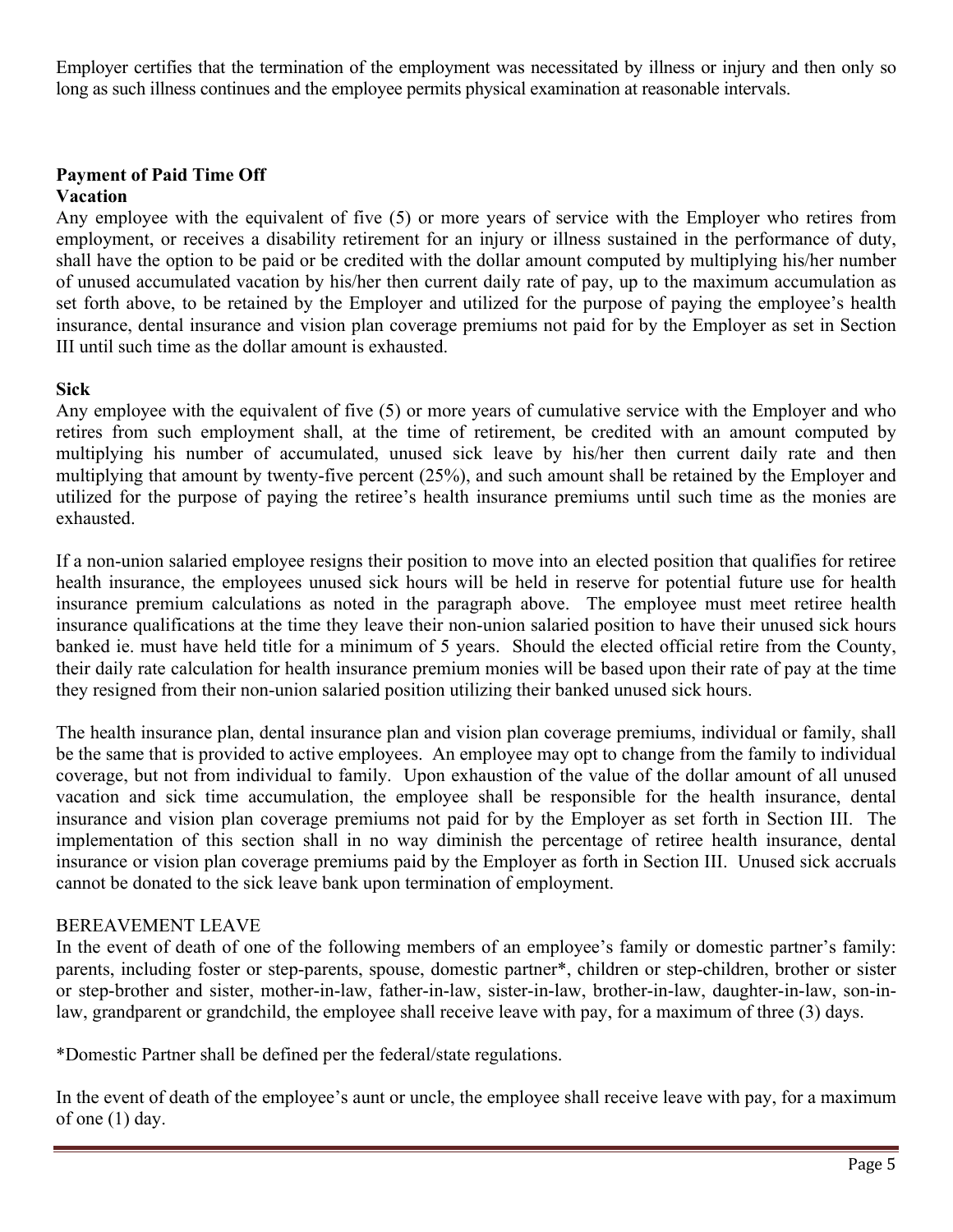Employer certifies that the termination of the employment was necessitated by illness or injury and then only so long as such illness continues and the employee permits physical examination at reasonable intervals.

**Payment of Paid Time Off**

**Vacation**

Any employee with the equivalent of five (5) or more years of service with the Employer who retires from employment, or receives a disability retirement for an injury or illness sustained in the performance of duty, shall have the option to be paid or be credited with the dollar amount computed by multiplying his/her number of unused accumulated vacation by his/her then current daily rate of pay, up to the maximum accumulation as set forth above, to be retained by the Employer and utilized for the purpose of paying the employee's health insurance, dental insurance and vision plan coverage premiums not paid for by the Employer as set in Section III until such time as the dollar amount is exhausted.

**Sick**

Any employee with the equivalent of five (5) or more years of cumulative service with the Employer and who retires from such employment shall, at the time of retirement, be credited with an amount computed by multiplying his number of accumulated, unused sick leave by his/her then current daily rate and then multiplying that amount by twenty-five percent (25%), and such amount shall be retained by the Employer and utilized for the purpose of paying the retiree's health insurance premiums until such time as the monies are exhausted.

If a non-union salaried employee resigns their position to move into an elected position that qualifies for retiree health insurance, the employees unused sick hours will be held in reserve for potential future use for health insurance premium calculations as noted in the paragraph above. The employee must meet retiree health insurance qualifications at the time they leave their non-union salaried position to have their unused sick hours banked ie. must have held title for a minimum of 5 years. Should the elected official retire from the County, their daily rate calculation for health insurance premium monies will be based upon their rate of pay at the time they resigned from their non-union salaried position utilizing their banked unused sick hours.

The health insurance plan, dental insurance plan and vision plan coverage premiums, individual or family, shall be the same that is provided to active employees. An employee may opt to change from the family to individual coverage, but not from individual to family. Upon exhaustion of the value of the dollar amount of all unused vacation and sick time accumulation, the employee shall be responsible for the health insurance, dental insurance and vision plan coverage premiums not paid for by the Employer as set forth in Section III. The implementation of this section shall in no way diminish the percentage of retiree health insurance, dental insurance or vision plan coverage premiums paid by the Employer as forth in Section III. Unused sick accruals cannot be donated to the sick leave bank upon termination of employment.

BEREAVEMENT LEAVE

In the event of death of one of the following members of an employee's family or domestic partner's family: parents, including foster or step-parents, spouse, domestic partner*, children or step-children, brother or sister or step-brother and sister, mother-in-law, father-in-law, sister-in-law, brother-in-law, daughter-in-law, son-in-law, grandparent or grandchild, the employee shall receive leave with pay, for a maximum of three (3) days.

*Domestic Partner shall be defined per the federal/state regulations.

In the event of death of the employee's aunt or uncle, the employee shall receive leave with pay, for a maximum of one (1) day.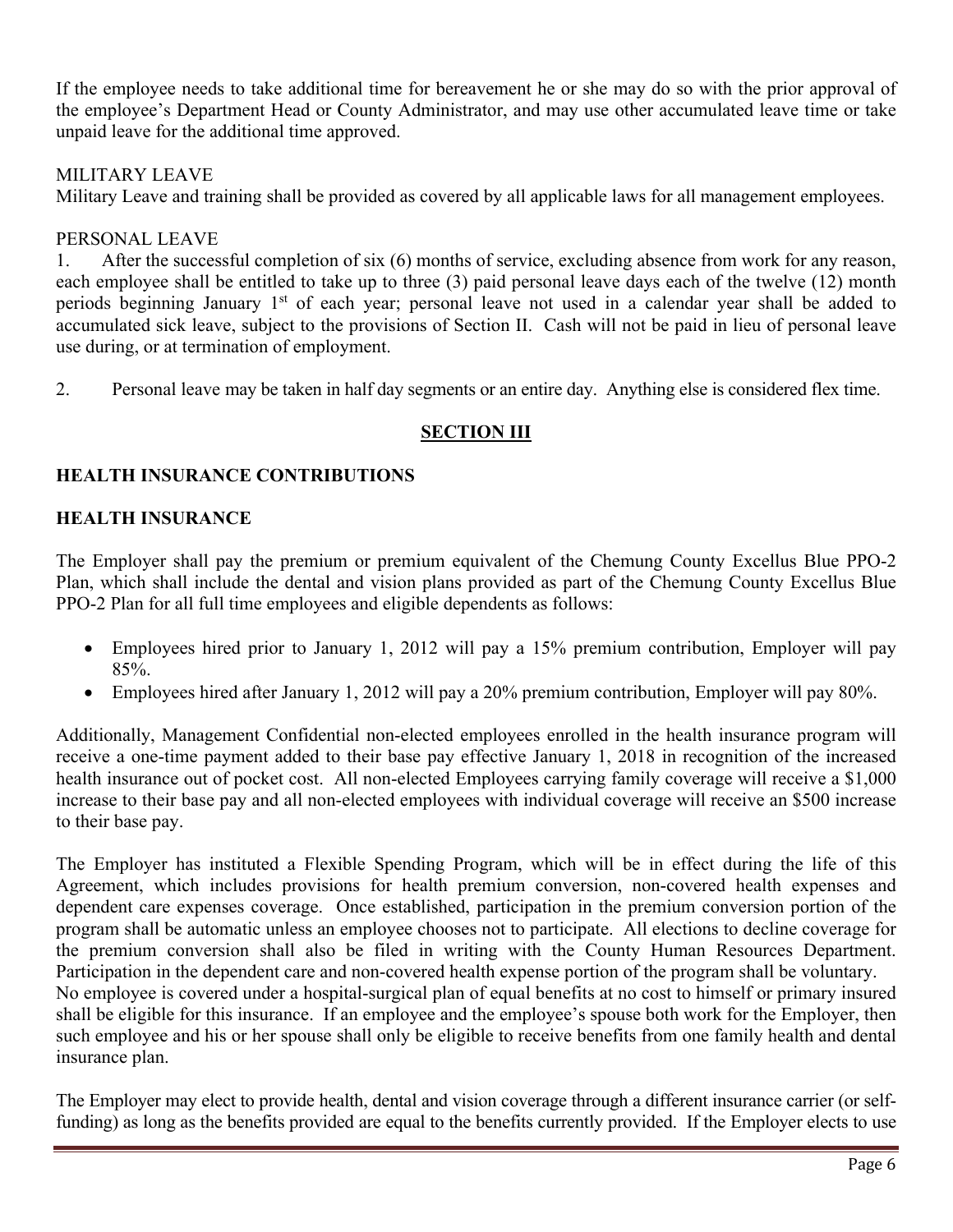If the employee needs to take additional time for bereavement he or she may do so with the prior approval of the employee's Department Head or County Administrator, and may use other accumulated leave time or take unpaid leave for the additional time approved.

MILITARY LEAVE

Military Leave and training shall be provided as covered by all applicable laws for all management employees.

PERSONAL LEAVE

1. After the successful completion of six (6) months of service, excluding absence from work for any reason, each employee shall be entitled to take up to three (3) paid personal leave days each of the twelve (12) month periods beginning January 1st of each year; personal leave not used in a calendar year shall be added to accumulated sick leave, subject to the provisions of Section II. Cash will not be paid in lieu of personal leave use during, or at termination of employment.

2. Personal leave may be taken in half day segments or an entire day. Anything else is considered flex time.

## SECTION III

### HEALTH INSURANCE CONTRIBUTIONS

### HEALTH INSURANCE

The Employer shall pay the premium or premium equivalent of the Chemung County Excellus Blue PPO-2 Plan, which shall include the dental and vision plans provided as part of the Chemung County Excellus Blue PPO-2 Plan for all full time employees and eligible dependents as follows:

- Employees hired prior to January 1, 2012 will pay a 15% premium contribution, Employer will pay 85%.
- Employees hired after January 1, 2012 will pay a 20% premium contribution, Employer will pay 80%.

Additionally, Management Confidential non-elected employees enrolled in the health insurance program will receive a one-time payment added to their base pay effective January 1, 2018 in recognition of the increased health insurance out of pocket cost. All non-elected Employees carrying family coverage will receive a $1,000 increase to their base pay and all non-elected employees with individual coverage will receive an $500 increase to their base pay.

The Employer has instituted a Flexible Spending Program, which will be in effect during the life of this Agreement, which includes provisions for health premium conversion, non-covered health expenses and dependent care expenses coverage. Once established, participation in the premium conversion portion of the program shall be automatic unless an employee chooses not to participate. All elections to decline coverage for the premium conversion shall also be filed in writing with the County Human Resources Department. Participation in the dependent care and non-covered health expense portion of the program shall be voluntary.
No employee is covered under a hospital-surgical plan of equal benefits at no cost to himself or primary insured shall be eligible for this insurance. If an employee and the employee's spouse both work for the Employer, then such employee and his or her spouse shall only be eligible to receive benefits from one family health and dental insurance plan.

The Employer may elect to provide health, dental and vision coverage through a different insurance carrier (or self-funding) as long as the benefits provided are equal to the benefits currently provided. If the Employer elects to use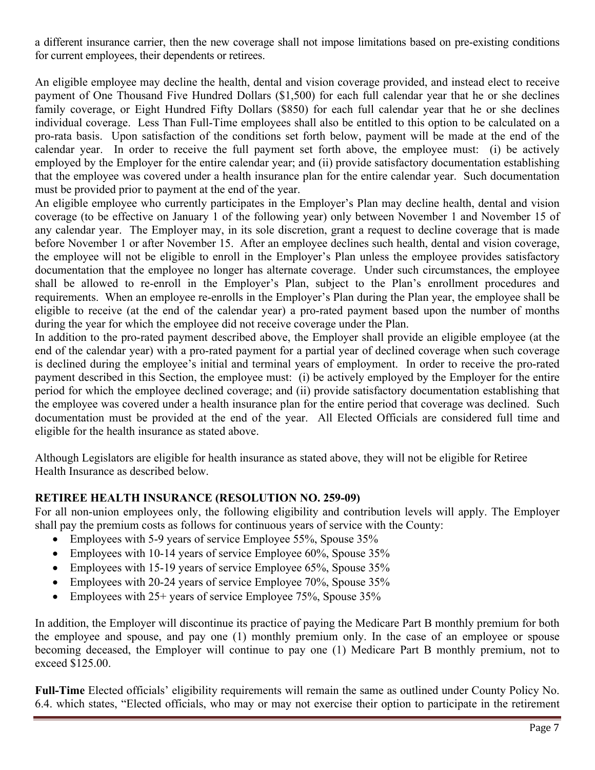a different insurance carrier, then the new coverage shall not impose limitations based on pre-existing conditions for current employees, their dependents or retirees.

An eligible employee may decline the health, dental and vision coverage provided, and instead elect to receive payment of One Thousand Five Hundred Dollars ($1,500) for each full calendar year that he or she declines family coverage, or Eight Hundred Fifty Dollars ($850) for each full calendar year that he or she declines individual coverage. Less Than Full-Time employees shall also be entitled to this option to be calculated on a pro-rata basis. Upon satisfaction of the conditions set forth below, payment will be made at the end of the calendar year. In order to receive the full payment set forth above, the employee must: (i) be actively employed by the Employer for the entire calendar year; and (ii) provide satisfactory documentation establishing that the employee was covered under a health insurance plan for the entire calendar year. Such documentation must be provided prior to payment at the end of the year.

An eligible employee who currently participates in the Employer's Plan may decline health, dental and vision coverage (to be effective on January 1 of the following year) only between November 1 and November 15 of any calendar year. The Employer may, in its sole discretion, grant a request to decline coverage that is made before November 1 or after November 15. After an employee declines such health, dental and vision coverage, the employee will not be eligible to enroll in the Employer's Plan unless the employee provides satisfactory documentation that the employee no longer has alternate coverage. Under such circumstances, the employee shall be allowed to re-enroll in the Employer's Plan, subject to the Plan's enrollment procedures and requirements. When an employee re-enrolls in the Employer's Plan during the Plan year, the employee shall be eligible to receive (at the end of the calendar year) a pro-rated payment based upon the number of months during the year for which the employee did not receive coverage under the Plan.

In addition to the pro-rated payment described above, the Employer shall provide an eligible employee (at the end of the calendar year) with a pro-rated payment for a partial year of declined coverage when such coverage is declined during the employee's initial and terminal years of employment. In order to receive the pro-rated payment described in this Section, the employee must: (i) be actively employed by the Employer for the entire period for which the employee declined coverage; and (ii) provide satisfactory documentation establishing that the employee was covered under a health insurance plan for the entire period that coverage was declined. Such documentation must be provided at the end of the year. All Elected Officials are considered full time and eligible for the health insurance as stated above.

Although Legislators are eligible for health insurance as stated above, they will not be eligible for Retiree Health Insurance as described below.

**RETIREE HEALTH INSURANCE (RESOLUTION NO. 259-09)**

For all non-union employees only, the following eligibility and contribution levels will apply. The Employer shall pay the premium costs as follows for continuous years of service with the County:

- Employees with 5-9 years of service Employee 55%, Spouse 35%
- Employees with 10-14 years of service Employee 60%, Spouse 35%
- Employees with 15-19 years of service Employee 65%, Spouse 35%
- Employees with 20-24 years of service Employee 70%, Spouse 35%
- Employees with 25+ years of service Employee 75%, Spouse 35%

In addition, the Employer will discontinue its practice of paying the Medicare Part B monthly premium for both the employee and spouse, and pay one (1) monthly premium only. In the case of an employee or spouse becoming deceased, the Employer will continue to pay one (1) Medicare Part B monthly premium, not to exceed $125.00.

**Full-Time** Elected officials' eligibility requirements will remain the same as outlined under County Policy No. 6.4. which states, "Elected officials, who may or may not exercise their option to participate in the retirement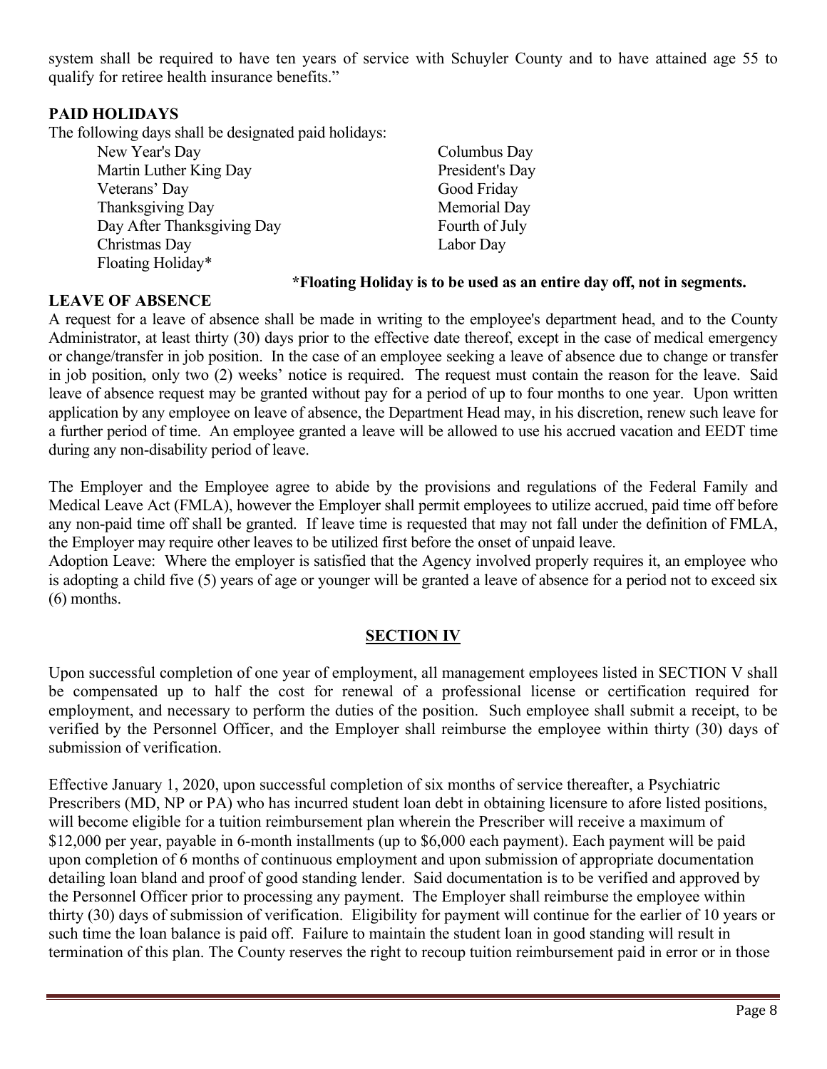system shall be required to have ten years of service with Schuyler County and to have attained age 55 to qualify for retiree health insurance benefits."

**PAID HOLIDAYS**

The following days shall be designated paid holidays:

- New Year's Day
- Martin Luther King Day
- Veterans' Day
- Thanksgiving Day
- Day After Thanksgiving Day
- Christmas Day
- Floating Holiday*
- Columbus Day
- President's Day
- Good Friday
- Memorial Day
- Fourth of July
- Labor Day

**\*Floating Holiday is to be used as an entire day off, not in segments.**

**LEAVE OF ABSENCE**

A request for a leave of absence shall be made in writing to the employee's department head, and to the County Administrator, at least thirty (30) days prior to the effective date thereof, except in the case of medical emergency or change/transfer in job position. In the case of an employee seeking a leave of absence due to change or transfer in job position, only two (2) weeks' notice is required. The request must contain the reason for the leave. Said leave of absence request may be granted without pay for a period of up to four months to one year. Upon written application by any employee on leave of absence, the Department Head may, in his discretion, renew such leave for a further period of time. An employee granted a leave will be allowed to use his accrued vacation and EEDT time during any non-disability period of leave.

The Employer and the Employee agree to abide by the provisions and regulations of the Federal Family and Medical Leave Act (FMLA), however the Employer shall permit employees to utilize accrued, paid time off before any non-paid time off shall be granted. If leave time is requested that may not fall under the definition of FMLA, the Employer may require other leaves to be utilized first before the onset of unpaid leave.

Adoption Leave: Where the employer is satisfied that the Agency involved properly requires it, an employee who is adopting a child five (5) years of age or younger will be granted a leave of absence for a period not to exceed six (6) months.

## SECTION IV

Upon successful completion of one year of employment, all management employees listed in SECTION V shall be compensated up to half the cost for renewal of a professional license or certification required for employment, and necessary to perform the duties of the position. Such employee shall submit a receipt, to be verified by the Personnel Officer, and the Employer shall reimburse the employee within thirty (30) days of submission of verification.

Effective January 1, 2020, upon successful completion of six months of service thereafter, a Psychiatric Prescribers (MD, NP or PA) who has incurred student loan debt in obtaining licensure to afore listed positions, will become eligible for a tuition reimbursement plan wherein the Prescriber will receive a maximum of $12,000 per year, payable in 6-month installments (up to $6,000 each payment). Each payment will be paid upon completion of 6 months of continuous employment and upon submission of appropriate documentation detailing loan bland and proof of good standing lender. Said documentation is to be verified and approved by the Personnel Officer prior to processing any payment. The Employer shall reimburse the employee within thirty (30) days of submission of verification. Eligibility for payment will continue for the earlier of 10 years or such time the loan balance is paid off. Failure to maintain the student loan in good standing will result in termination of this plan. The County reserves the right to recoup tuition reimbursement paid in error or in those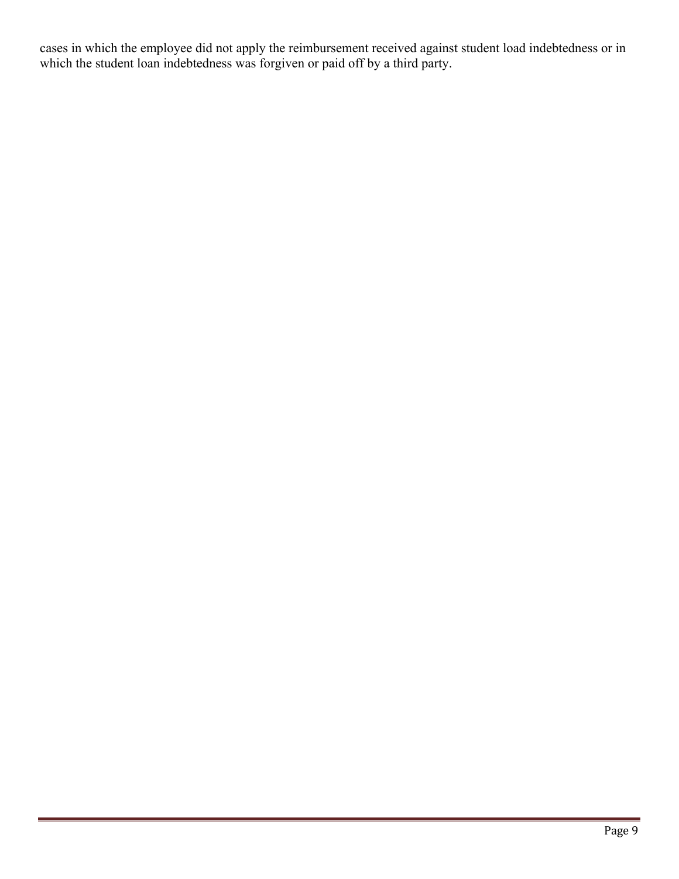cases in which the employee did not apply the reimbursement received against student load indebtedness or in which the student loan indebtedness was forgiven or paid off by a third party.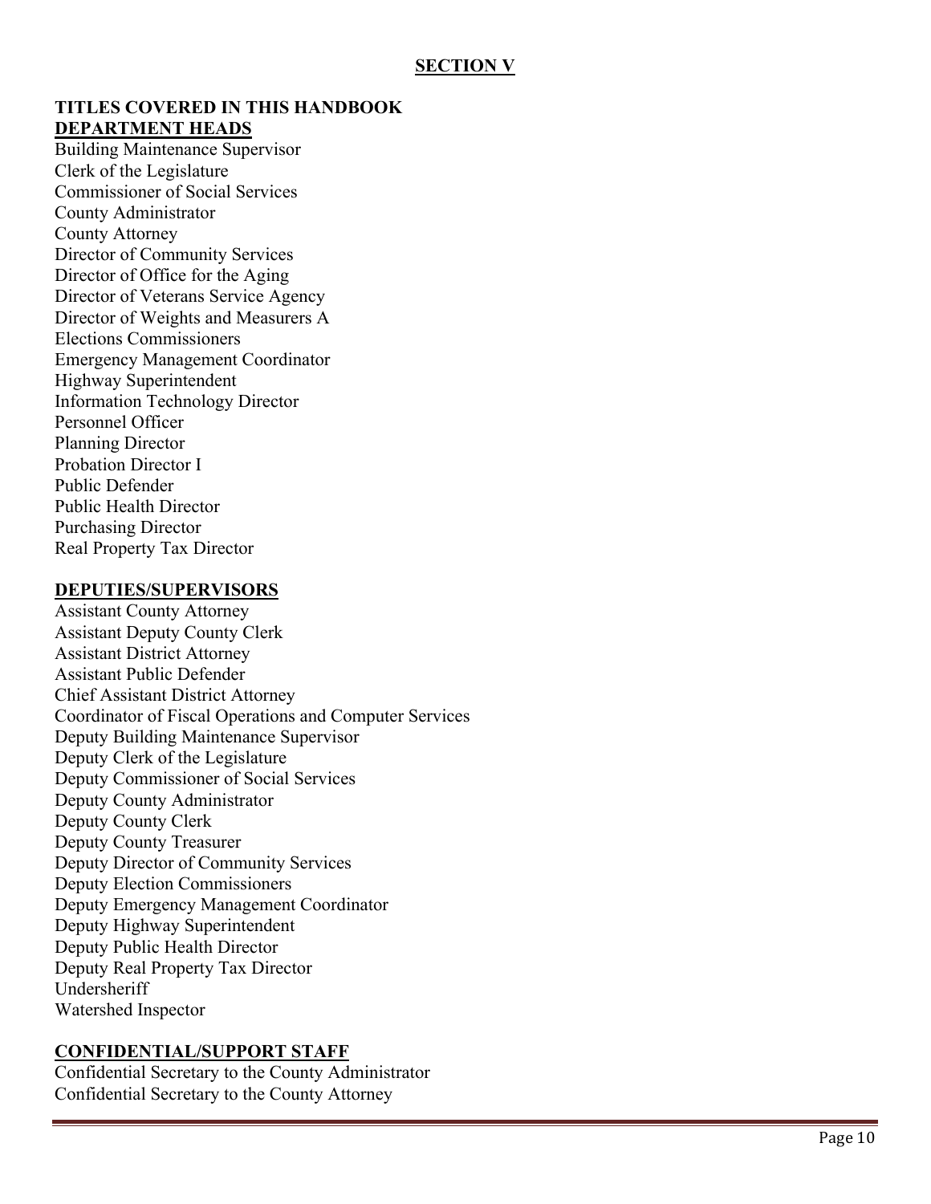## SECTION V

### TITLES COVERED IN THIS HANDBOOK

#### DEPARTMENT HEADS

Building Maintenance Supervisor
Clerk of the Legislature
Commissioner of Social Services
County Administrator
County Attorney
Director of Community Services
Director of Office for the Aging
Director of Veterans Service Agency
Director of Weights and Measurers A
Elections Commissioners
Emergency Management Coordinator
Highway Superintendent
Information Technology Director
Personnel Officer
Planning Director
Probation Director I
Public Defender
Public Health Director
Purchasing Director
Real Property Tax Director

#### DEPUTIES/SUPERVISORS

Assistant County Attorney
Assistant Deputy County Clerk
Assistant District Attorney
Assistant Public Defender
Chief Assistant District Attorney
Coordinator of Fiscal Operations and Computer Services
Deputy Building Maintenance Supervisor
Deputy Clerk of the Legislature
Deputy Commissioner of Social Services
Deputy County Administrator
Deputy County Clerk
Deputy County Treasurer
Deputy Director of Community Services
Deputy Election Commissioners
Deputy Emergency Management Coordinator
Deputy Highway Superintendent
Deputy Public Health Director
Deputy Real Property Tax Director
Undersheriff
Watershed Inspector

#### CONFIDENTIAL/SUPPORT STAFF

Confidential Secretary to the County Administrator
Confidential Secretary to the County Attorney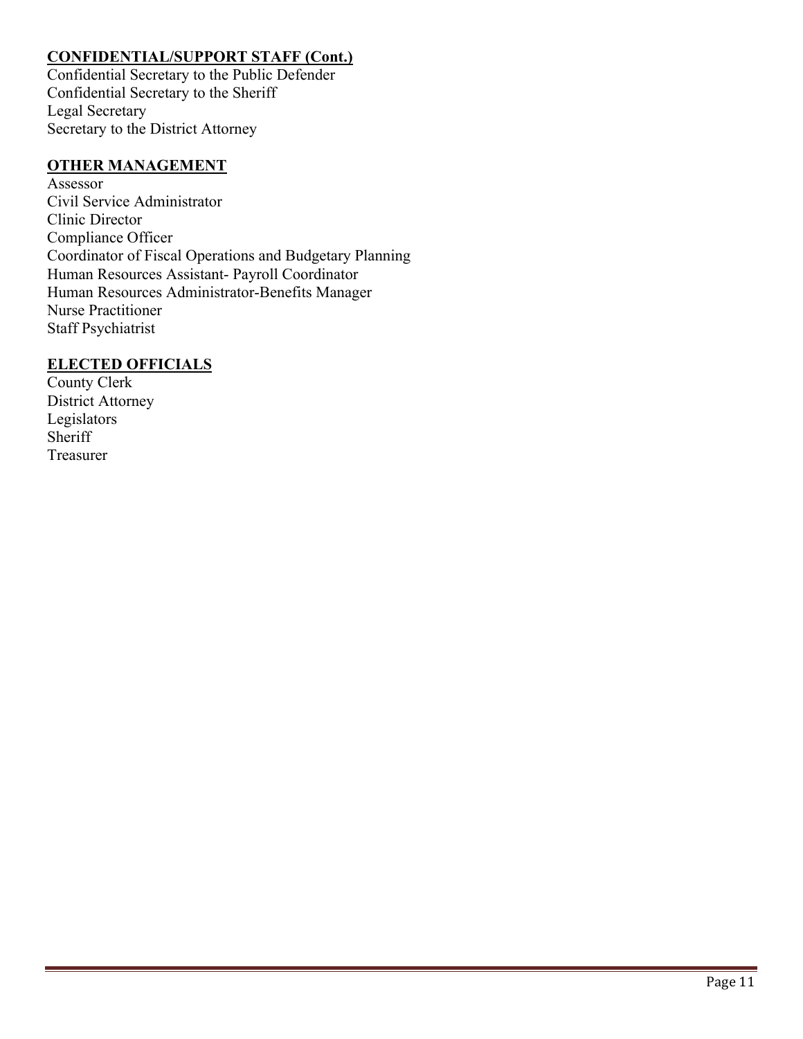**CONFIDENTIAL/SUPPORT STAFF (Cont.)**

Confidential Secretary to the Public Defender
Confidential Secretary to the Sheriff
Legal Secretary
Secretary to the District Attorney

**OTHER MANAGEMENT**

Assessor
Civil Service Administrator
Clinic Director
Compliance Officer
Coordinator of Fiscal Operations and Budgetary Planning
Human Resources Assistant- Payroll Coordinator
Human Resources Administrator-Benefits Manager
Nurse Practitioner
Staff Psychiatrist

**ELECTED OFFICIALS**

County Clerk
District Attorney
Legislators
Sheriff
Treasurer